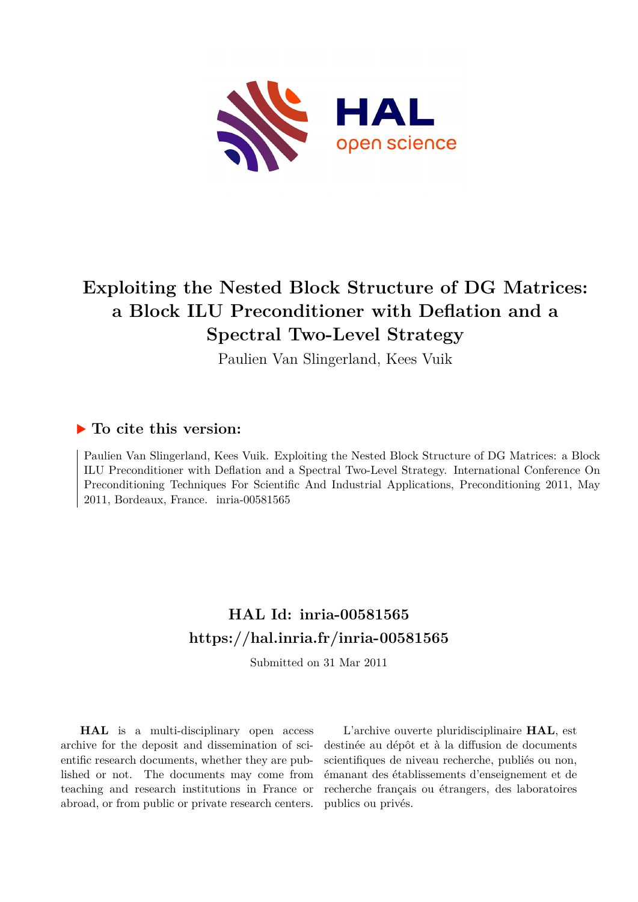# Exploiting the Nested Block Structure of DG Matrices: a Block ILU Preconditioner with Deflation and a Spectral Two-Level Strategy

Paulien Van Slingerland, Kees Vuik

## ▶ To cite this version:

Paulien Van Slingerland, Kees Vuik. Exploiting the Nested Block Structure of DG Matrices: a Block ILU Preconditioner with Deflation and a Spectral Two-Level Strategy. International Conference On Preconditioning Techniques For Scientific And Industrial Applications, Preconditioning 2011, May 2011, Bordeaux, France. inria-00581565

## HAL Id: inria-00581565

## https://hal.inria.fr/inria-00581565

Submitted on 31 Mar 2011

**HAL** is a multi-disciplinary open access archive for the deposit and dissemination of scientific research documents, whether they are published or not. The documents may come from teaching and research institutions in France or abroad, or from public or private research centers.

L'archive ouverte pluridisciplinaire **HAL**, est destinée au dépôt et à la diffusion de documents scientifiques de niveau recherche, publiés ou non, émanant des établissements d'enseignement et de recherche français ou étrangers, des laboratoires publics ou privés.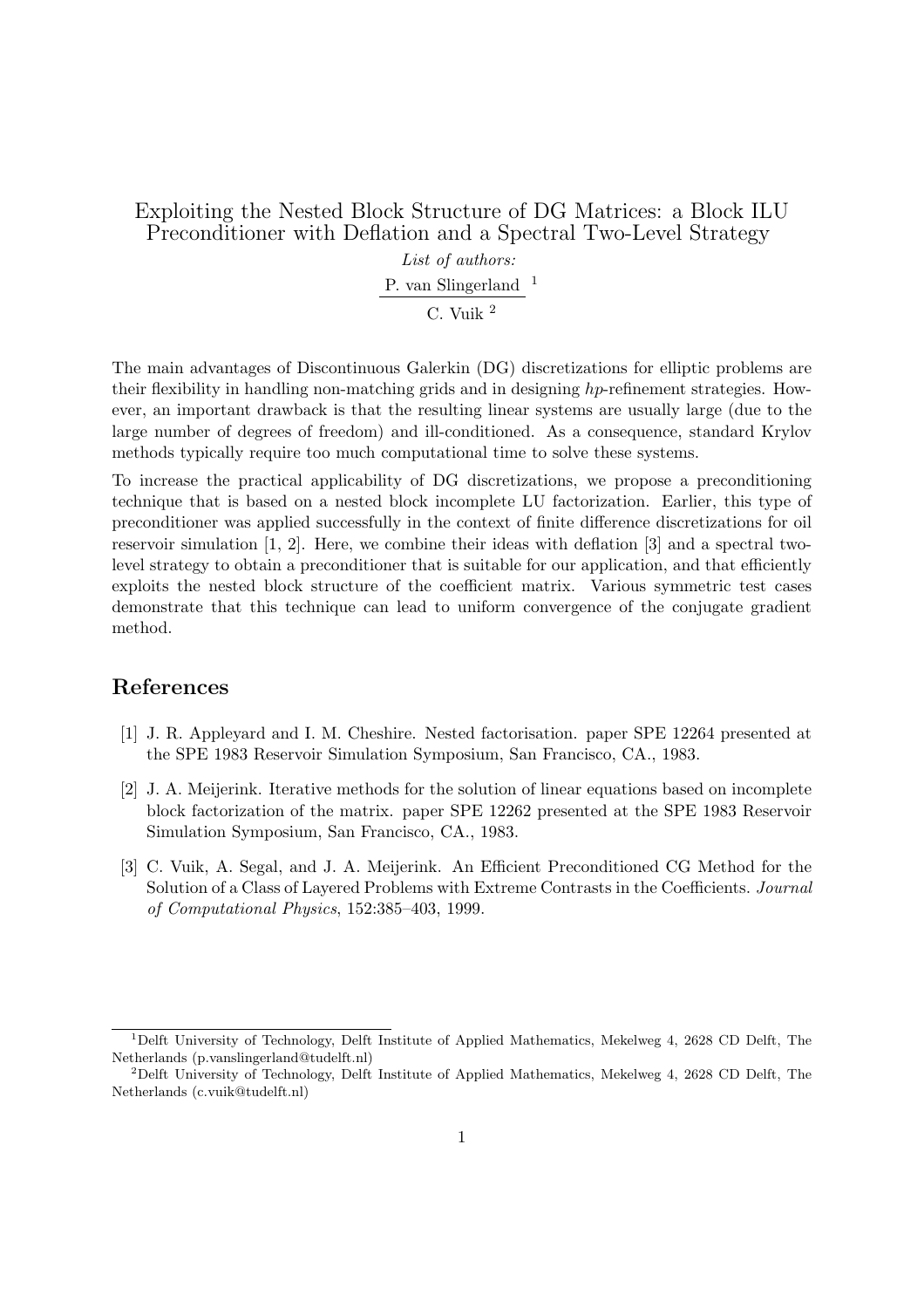# Exploiting the Nested Block Structure of DG Matrices: a Block ILU Preconditioner with Deflation and a Spectral Two-Level Strategy

*List of authors:*

P. van Slingerland [1]

C. Vuik [2]

The main advantages of Discontinuous Galerkin (DG) discretizations for elliptic problems are their flexibility in handling non-matching grids and in designing *hp*-refinement strategies. However, an important drawback is that the resulting linear systems are usually large (due to the large number of degrees of freedom) and ill-conditioned. As a consequence, standard Krylov methods typically require too much computational time to solve these systems.

To increase the practical applicability of DG discretizations, we propose a preconditioning technique that is based on a nested block incomplete LU factorization. Earlier, this type of preconditioner was applied successfully in the context of finite difference discretizations for oil reservoir simulation [1, 2]. Here, we combine their ideas with deflation [3] and a spectral two-level strategy to obtain a preconditioner that is suitable for our application, and that efficiently exploits the nested block structure of the coefficient matrix. Various symmetric test cases demonstrate that this technique can lead to uniform convergence of the conjugate gradient method.

## References

[1] J. R. Appleyard and I. M. Cheshire. Nested factorisation. paper SPE 12264 presented at the SPE 1983 Reservoir Simulation Symposium, San Francisco, CA., 1983.

[2] J. A. Meijerink. Iterative methods for the solution of linear equations based on incomplete block factorization of the matrix. paper SPE 12262 presented at the SPE 1983 Reservoir Simulation Symposium, San Francisco, CA., 1983.

[3] C. Vuik, A. Segal, and J. A. Meijerink. An Efficient Preconditioned CG Method for the Solution of a Class of Layered Problems with Extreme Contrasts in the Coefficients. *Journal of Computational Physics*, 152:385–403, 1999.

---

[1] Delft University of Technology, Delft Institute of Applied Mathematics, Mekelweg 4, 2628 CD Delft, The Netherlands (p.vanslingerland@tudelft.nl)

[2] Delft University of Technology, Delft Institute of Applied Mathematics, Mekelweg 4, 2628 CD Delft, The Netherlands (c.vuik@tudelft.nl)